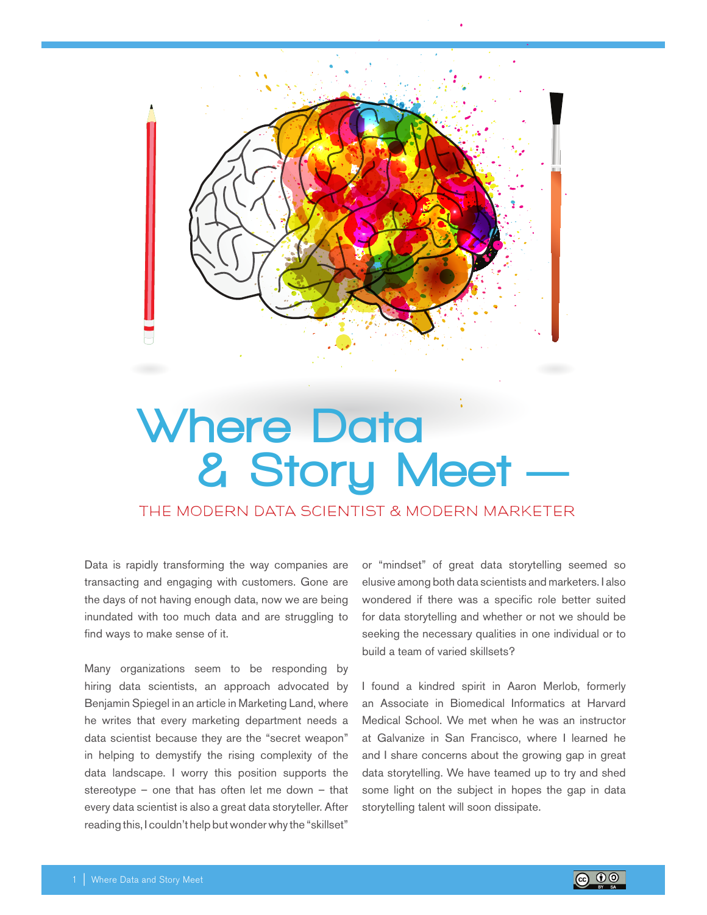# Where Data & Story Meet —

## THE MODERN DATA SCIENTIST & MODERN MARKETER

Data is rapidly transforming the way companies are transacting and engaging with customers. Gone are the days of not having enough data, now we are being inundated with too much data and are struggling to find ways to make sense of it.

Many organizations seem to be responding by hiring data scientists, an approach advocated by Benjamin Spiegel in an article in Marketing Land, where he writes that every marketing department needs a data scientist because they are the "secret weapon" in helping to demystify the rising complexity of the data landscape. I worry this position supports the stereotype – one that has often let me down – that every data scientist is also a great data storyteller. After reading this, I couldn't help but wonder why the "skillset" or "mindset" of great data storytelling seemed so elusive among both data scientists and marketers. I also wondered if there was a specific role better suited for data storytelling and whether or not we should be seeking the necessary qualities in one individual or to build a team of varied skillsets?

I found a kindred spirit in Aaron Merlob, formerly an Associate in Biomedical Informatics at Harvard Medical School. We met when he was an instructor at Galvanize in San Francisco, where I learned he and I share concerns about the growing gap in great data storytelling. We have teamed up to try and shed some light on the subject in hopes the gap in data storytelling talent will soon dissipate.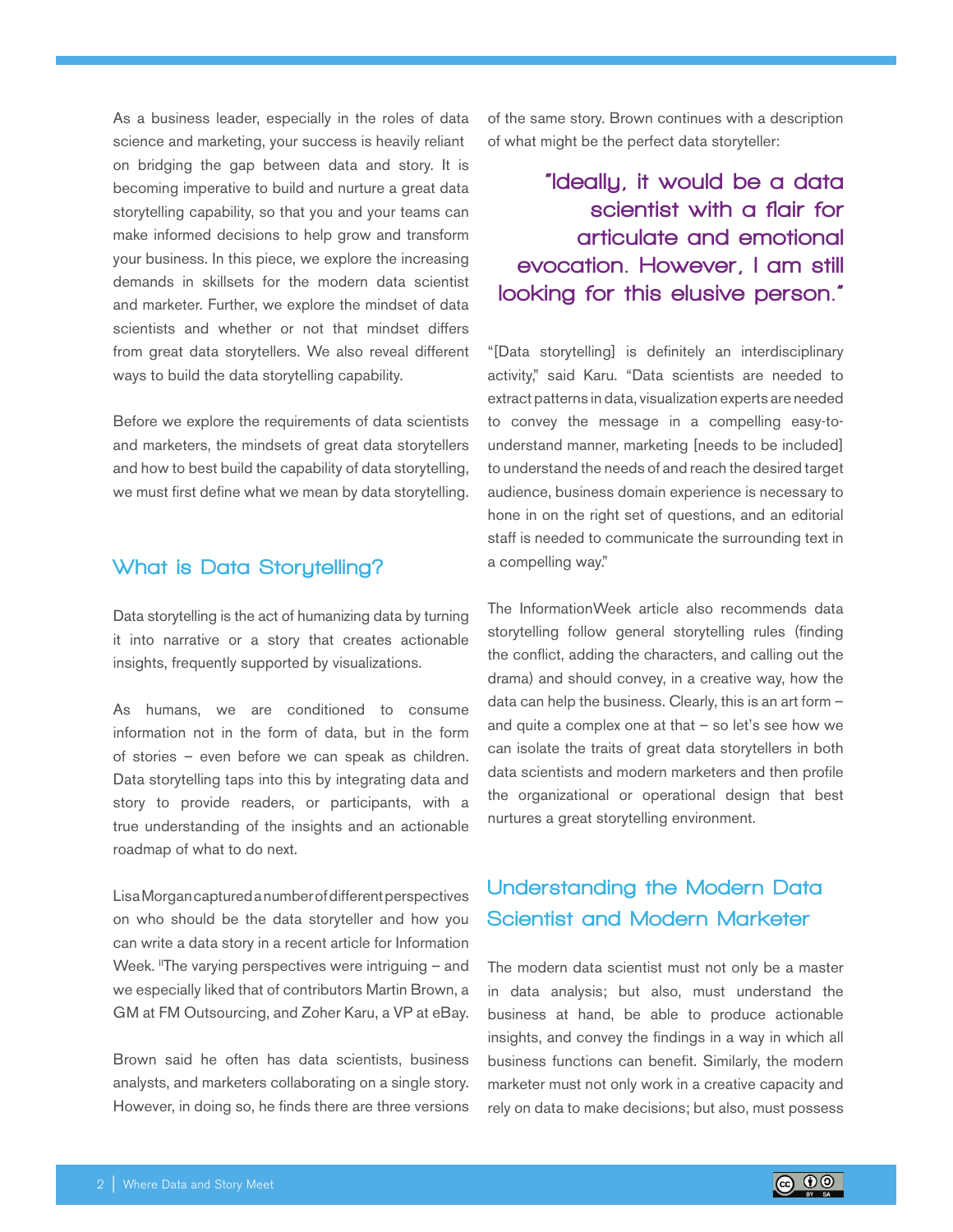As a business leader, especially in the roles of data science and marketing, your success is heavily reliant on bridging the gap between data and story. It is becoming imperative to build and nurture a great data storytelling capability, so that you and your teams can make informed decisions to help grow and transform your business. In this piece, we explore the increasing demands in skillsets for the modern data scientist and marketer. Further, we explore the mindset of data scientists and whether or not that mindset differs from great data storytellers. We also reveal different ways to build the data storytelling capability.

Before we explore the requirements of data scientists and marketers, the mindsets of great data storytellers and how to best build the capability of data storytelling, we must first define what we mean by data storytelling.

## What is Data Storytelling?

Data storytelling is the act of humanizing data by turning it into narrative or a story that creates actionable insights, frequently supported by visualizations.

As humans, we are conditioned to consume information not in the form of data, but in the form of stories – even before we can speak as children. Data storytelling taps into this by integrating data and story to provide readers, or participants, with a true understanding of the insights and an actionable roadmap of what to do next.

Lisa Morgan captured a number of different perspectives on who should be the data storyteller and how you can write a data story in a recent article for Information Week. "The varying perspectives were intriguing – and we especially liked that of contributors Martin Brown, a GM at FM Outsourcing, and Zoher Karu, a VP at eBay.

Brown said he often has data scientists, business analysts, and marketers collaborating on a single story. However, in doing so, he finds there are three versions of the same story. Brown continues with a description of what might be the perfect data storyteller:

> "Ideally, it would be a data scientist with a flair for articulate and emotional evocation. However, I am still looking for this elusive person."

"[Data storytelling] is definitely an interdisciplinary activity," said Karu. "Data scientists are needed to extract patterns in data, visualization experts are needed to convey the message in a compelling easy-to-understand manner, marketing [needs to be included] to understand the needs of and reach the desired target audience, business domain experience is necessary to hone in on the right set of questions, and an editorial staff is needed to communicate the surrounding text in a compelling way."

The InformationWeek article also recommends data storytelling follow general storytelling rules (finding the conflict, adding the characters, and calling out the drama) and should convey, in a creative way, how the data can help the business. Clearly, this is an art form – and quite a complex one at that – so let's see how we can isolate the traits of great data storytellers in both data scientists and modern marketers and then profile the organizational or operational design that best nurtures a great storytelling environment.

## Understanding the Modern Data Scientist and Modern Marketer

The modern data scientist must not only be a master in data analysis; but also, must understand the business at hand, be able to produce actionable insights, and convey the findings in a way in which all business functions can benefit. Similarly, the modern marketer must not only work in a creative capacity and rely on data to make decisions; but also, must possess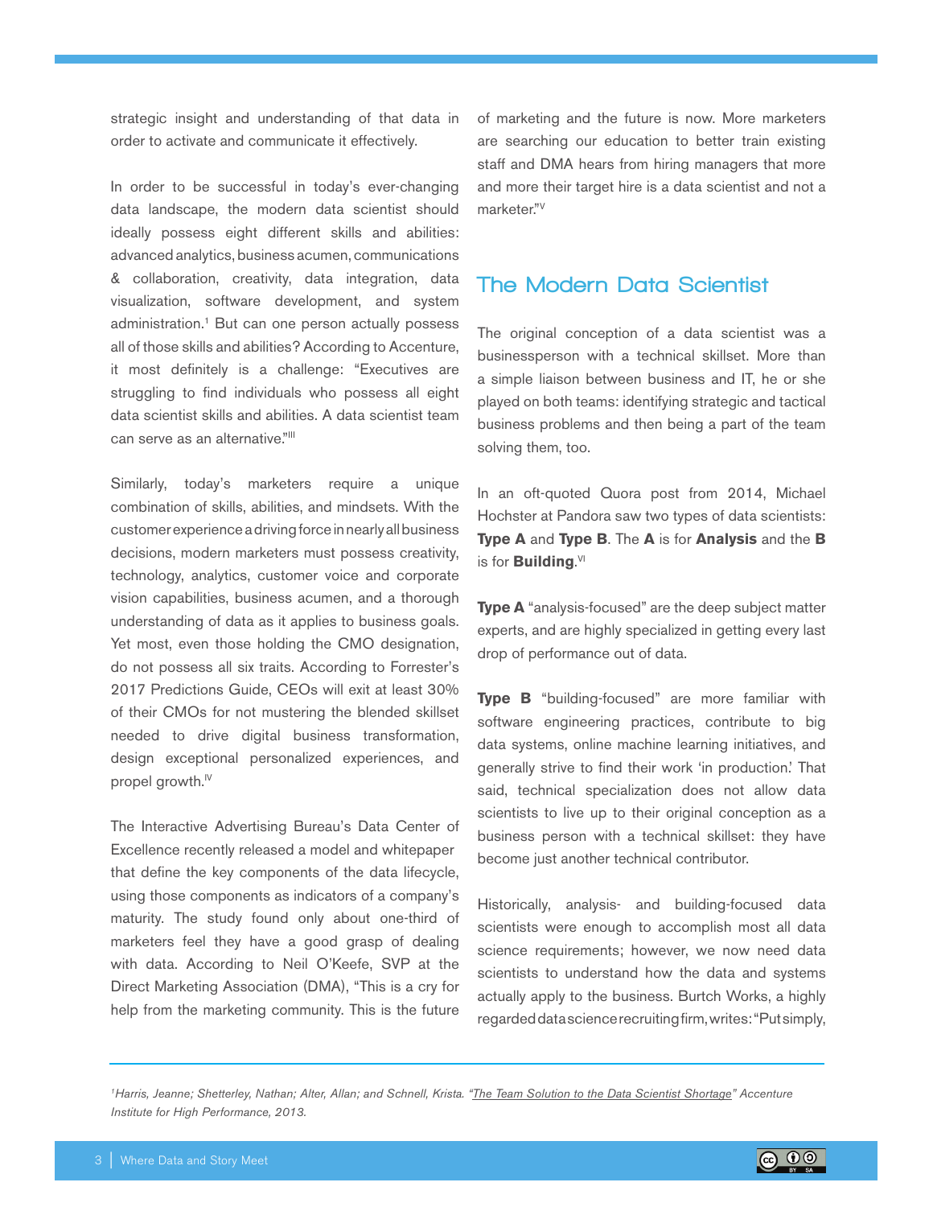strategic insight and understanding of that data in order to activate and communicate it effectively.

In order to be successful in today's ever-changing data landscape, the modern data scientist should ideally possess eight different skills and abilities: advanced analytics, business acumen, communications & collaboration, creativity, data integration, data visualization, software development, and system administration.[1] But can one person actually possess all of those skills and abilities? According to Accenture, it most definitely is a challenge: "Executives are struggling to find individuals who possess all eight data scientist skills and abilities. A data scientist team can serve as an alternative."[III]

Similarly, today's marketers require a unique combination of skills, abilities, and mindsets. With the customer experience a driving force in nearly all business decisions, modern marketers must possess creativity, technology, analytics, customer voice and corporate vision capabilities, business acumen, and a thorough understanding of data as it applies to business goals. Yet most, even those holding the CMO designation, do not possess all six traits. According to Forrester's 2017 Predictions Guide, CEOs will exit at least 30% of their CMOs for not mustering the blended skillset needed to drive digital business transformation, design exceptional personalized experiences, and propel growth.[IV]

The Interactive Advertising Bureau's Data Center of Excellence recently released a model and whitepaper that define the key components of the data lifecycle, using those components as indicators of a company's maturity. The study found only about one-third of marketers feel they have a good grasp of dealing with data. According to Neil O'Keefe, SVP at the Direct Marketing Association (DMA), "This is a cry for help from the marketing community. This is the future of marketing and the future is now. More marketers are searching our education to better train existing staff and DMA hears from hiring managers that more and more their target hire is a data scientist and not a marketer."[V]

## The Modern Data Scientist

The original conception of a data scientist was a businessperson with a technical skillset. More than a simple liaison between business and IT, he or she played on both teams: identifying strategic and tactical business problems and then being a part of the team solving them, too.

In an oft-quoted Quora post from 2014, Michael Hochster at Pandora saw two types of data scientists: **Type A** and **Type B**. The **A** is for **Analysis** and the **B** is for **Building**.[VI]

**Type A** "analysis-focused" are the deep subject matter experts, and are highly specialized in getting every last drop of performance out of data.

**Type B** "building-focused" are more familiar with software engineering practices, contribute to big data systems, online machine learning initiatives, and generally strive to find their work 'in production.' That said, technical specialization does not allow data scientists to live up to their original conception as a business person with a technical skillset: they have become just another technical contributor.

Historically, analysis- and building-focused data scientists were enough to accomplish most all data science requirements; however, we now need data scientists to understand how the data and systems actually apply to the business. Burtch Works, a highly regarded data science recruiting firm, writes: "Put simply,

---

*[1]Harris, Jeanne; Shetterley, Nathan; Alter, Allan; and Schnell, Krista. "The Team Solution to the Data Scientist Shortage" Accenture Institute for High Performance, 2013.*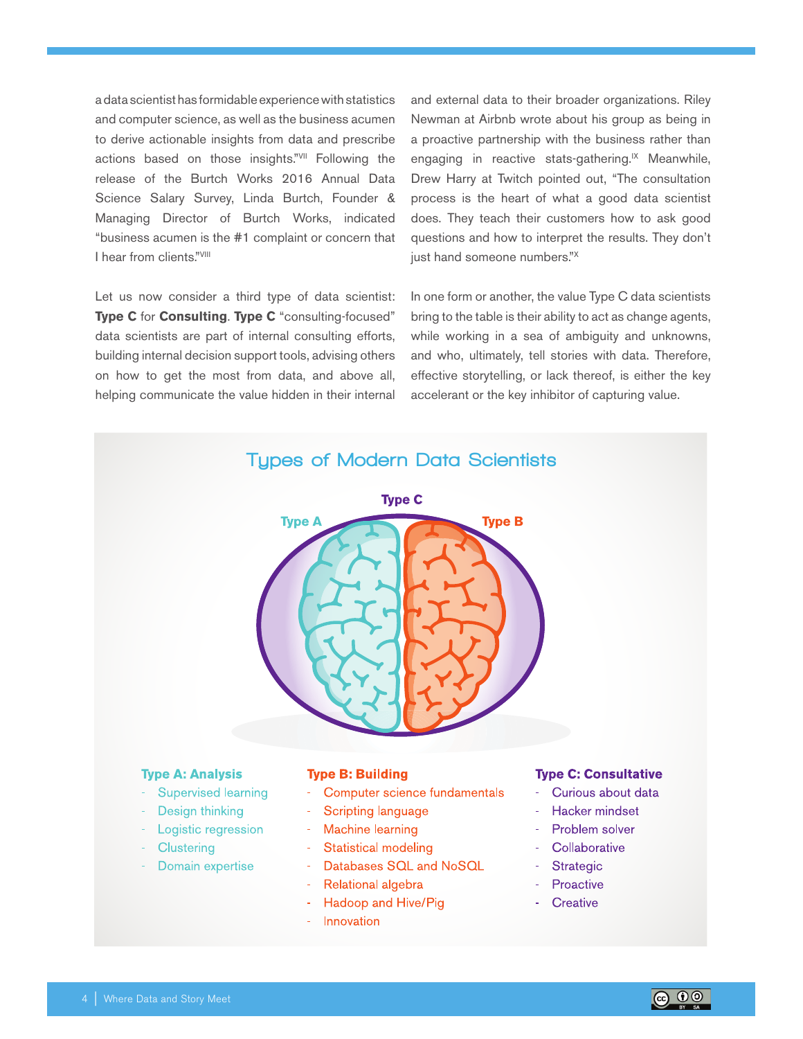a data scientist has formidable experience with statistics and computer science, as well as the business acumen to derive actionable insights from data and prescribe actions based on those insights."[VII] Following the release of the Burtch Works 2016 Annual Data Science Salary Survey, Linda Burtch, Founder & Managing Director of Burtch Works, indicated "business acumen is the #1 complaint or concern that I hear from clients."[VIII]

Let us now consider a third type of data scientist: **Type C** for **Consulting**. **Type C** "consulting-focused" data scientists are part of internal consulting efforts, building internal decision support tools, advising others on how to get the most from data, and above all, helping communicate the value hidden in their internal and external data to their broader organizations. Riley Newman at Airbnb wrote about his group as being in a proactive partnership with the business rather than engaging in reactive stats-gathering.[IX] Meanwhile, Drew Harry at Twitch pointed out, "The consultation process is the heart of what a good data scientist does. They teach their customers how to ask good questions and how to interpret the results. They don't just hand someone numbers."[X]

In one form or another, the value Type C data scientists bring to the table is their ability to act as change agents, while working in a sea of ambiguity and unknowns, and who, ultimately, tell stories with data. Therefore, effective storytelling, or lack thereof, is either the key accelerant or the key inhibitor of capturing value.

## Types of Modern Data Scientists

Type A | Type C | Type B

**Type A: Analysis**

- Supervised learning
- Design thinking
- Logistic regression
- Clustering
- Domain expertise

**Type B: Building**

- Computer science fundamentals
- Scripting language
- Machine learning
- Statistical modeling
- Databases SQL and NoSQL
- Relational algebra
- Hadoop and Hive/Pig
- Innovation

**Type C: Consultative**

- Curious about data
- Hacker mindset
- Problem solver
- Collaborative
- Strategic
- Proactive
- Creative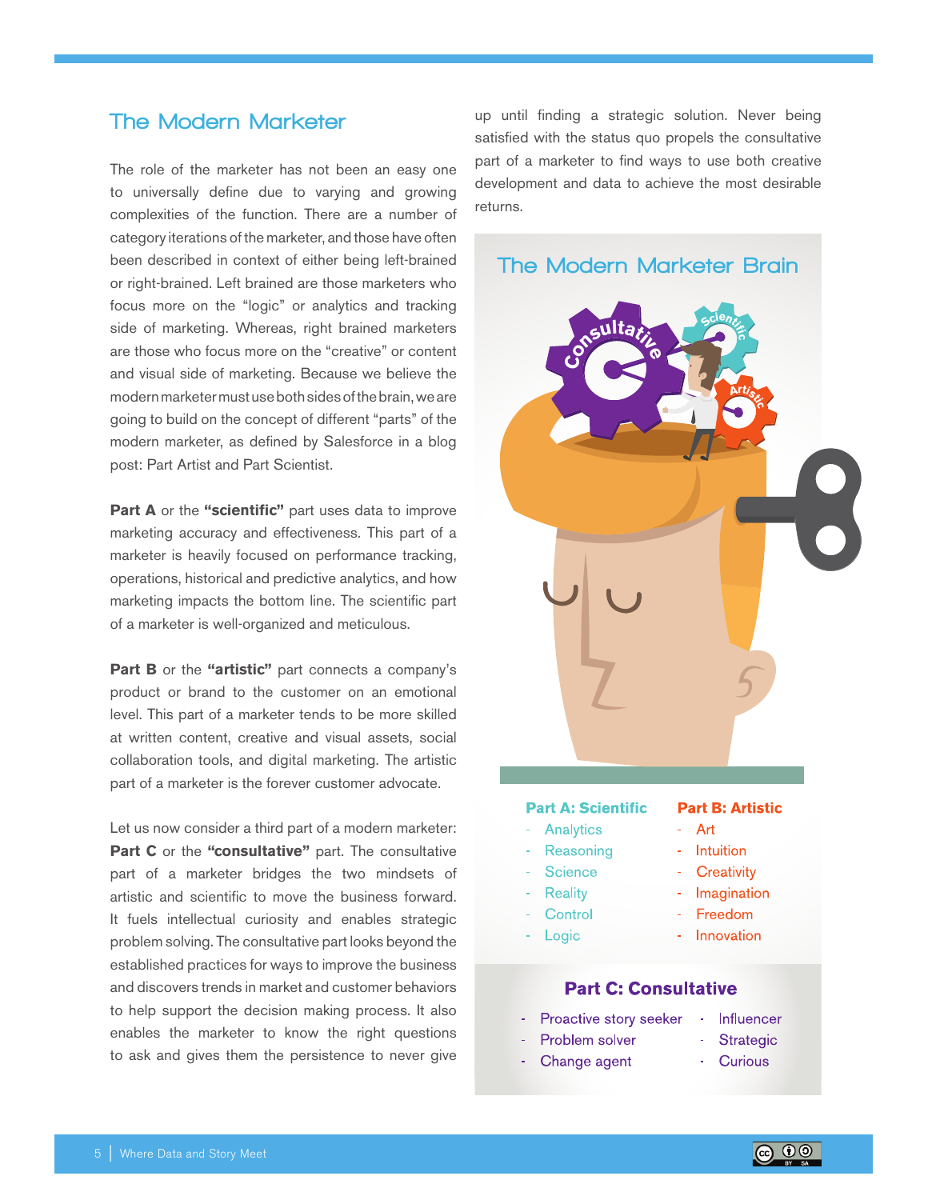## The Modern Marketer

The role of the marketer has not been an easy one to universally define due to varying and growing complexities of the function. There are a number of category iterations of the marketer, and those have often been described in context of either being left-brained or right-brained. Left brained are those marketers who focus more on the "logic" or analytics and tracking side of marketing. Whereas, right brained marketers are those who focus more on the "creative" or content and visual side of marketing. Because we believe the modern marketer must use both sides of the brain, we are going to build on the concept of different "parts" of the modern marketer, as defined by Salesforce in a blog post: Part Artist and Part Scientist.

**Part A** or the **"scientific"** part uses data to improve marketing accuracy and effectiveness. This part of a marketer is heavily focused on performance tracking, operations, historical and predictive analytics, and how marketing impacts the bottom line. The scientific part of a marketer is well-organized and meticulous.

**Part B** or the **"artistic"** part connects a company's product or brand to the customer on an emotional level. This part of a marketer tends to be more skilled at written content, creative and visual assets, social collaboration tools, and digital marketing. The artistic part of a marketer is the forever customer advocate.

Let us now consider a third part of a modern marketer: **Part C** or the **"consultative"** part. The consultative part of a marketer bridges the two mindsets of artistic and scientific to move the business forward. It fuels intellectual curiosity and enables strategic problem solving. The consultative part looks beyond the established practices for ways to improve the business and discovers trends in market and customer behaviors to help support the decision making process. It also enables the marketer to know the right questions to ask and gives them the persistence to never give up until finding a strategic solution. Never being satisfied with the status quo propels the consultative part of a marketer to find ways to use both creative development and data to achieve the most desirable returns.

### The Modern Marketer Brain

**Part A: Scientific**

- Analytics
- Reasoning
- Science
- Reality
- Control
- Logic

**Part B: Artistic**

- Art
- Intuition
- Creativity
- Imagination
- Freedom
- Innovation

**Part C: Consultative**

- Proactive story seeker
- Problem solver
- Change agent
- Influencer
- Strategic
- Curious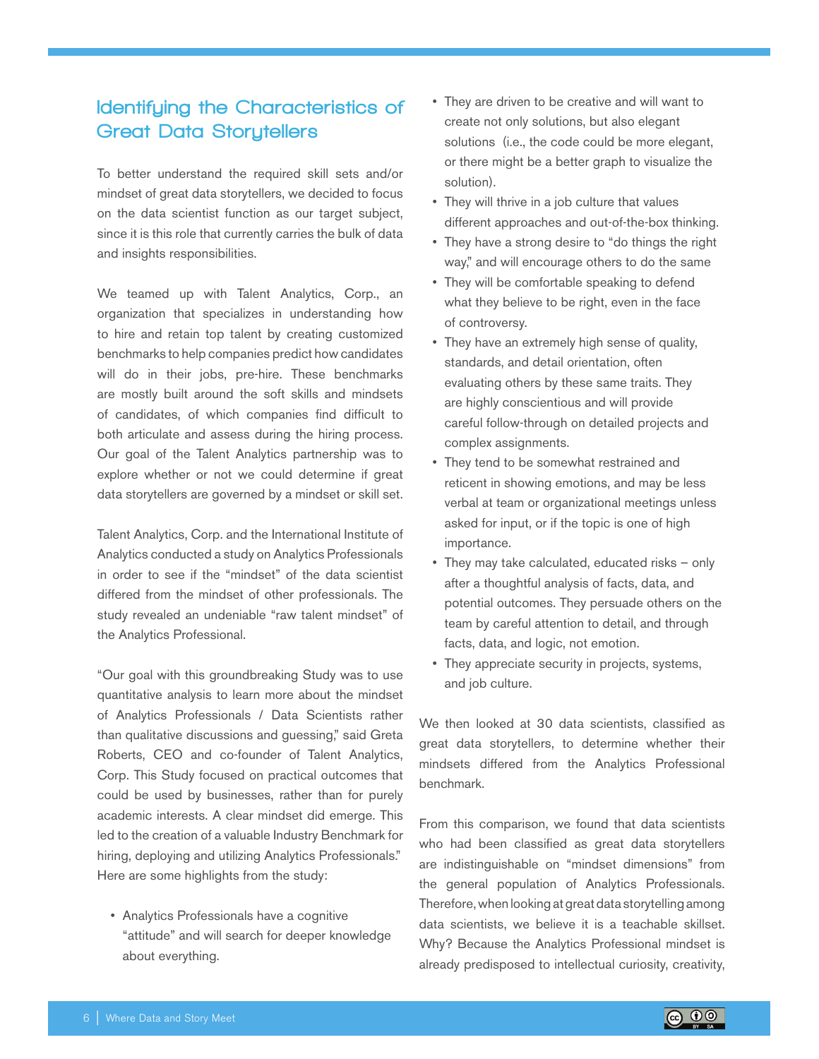## Identifying the Characteristics of Great Data Storytellers

To better understand the required skill sets and/or mindset of great data storytellers, we decided to focus on the data scientist function as our target subject, since it is this role that currently carries the bulk of data and insights responsibilities.

We teamed up with Talent Analytics, Corp., an organization that specializes in understanding how to hire and retain top talent by creating customized benchmarks to help companies predict how candidates will do in their jobs, pre-hire. These benchmarks are mostly built around the soft skills and mindsets of candidates, of which companies find difficult to both articulate and assess during the hiring process. Our goal of the Talent Analytics partnership was to explore whether or not we could determine if great data storytellers are governed by a mindset or skill set.

Talent Analytics, Corp. and the International Institute of Analytics conducted a study on Analytics Professionals in order to see if the "mindset" of the data scientist differed from the mindset of other professionals. The study revealed an undeniable "raw talent mindset" of the Analytics Professional.

"Our goal with this groundbreaking Study was to use quantitative analysis to learn more about the mindset of Analytics Professionals / Data Scientists rather than qualitative discussions and guessing," said Greta Roberts, CEO and co-founder of Talent Analytics, Corp. This Study focused on practical outcomes that could be used by businesses, rather than for purely academic interests. A clear mindset did emerge. This led to the creation of a valuable Industry Benchmark for hiring, deploying and utilizing Analytics Professionals." Here are some highlights from the study:

- Analytics Professionals have a cognitive "attitude" and will search for deeper knowledge about everything.
- They are driven to be creative and will want to create not only solutions, but also elegant solutions (i.e., the code could be more elegant, or there might be a better graph to visualize the solution).
- They will thrive in a job culture that values different approaches and out-of-the-box thinking.
- They have a strong desire to "do things the right way," and will encourage others to do the same
- They will be comfortable speaking to defend what they believe to be right, even in the face of controversy.
- They have an extremely high sense of quality, standards, and detail orientation, often evaluating others by these same traits. They are highly conscientious and will provide careful follow-through on detailed projects and complex assignments.
- They tend to be somewhat restrained and reticent in showing emotions, and may be less verbal at team or organizational meetings unless asked for input, or if the topic is one of high importance.
- They may take calculated, educated risks – only after a thoughtful analysis of facts, data, and potential outcomes. They persuade others on the team by careful attention to detail, and through facts, data, and logic, not emotion.
- They appreciate security in projects, systems, and job culture.

We then looked at 30 data scientists, classified as great data storytellers, to determine whether their mindsets differed from the Analytics Professional benchmark.

From this comparison, we found that data scientists who had been classified as great data storytellers are indistinguishable on "mindset dimensions" from the general population of Analytics Professionals. Therefore, when looking at great data storytelling among data scientists, we believe it is a teachable skillset. Why? Because the Analytics Professional mindset is already predisposed to intellectual curiosity, creativity,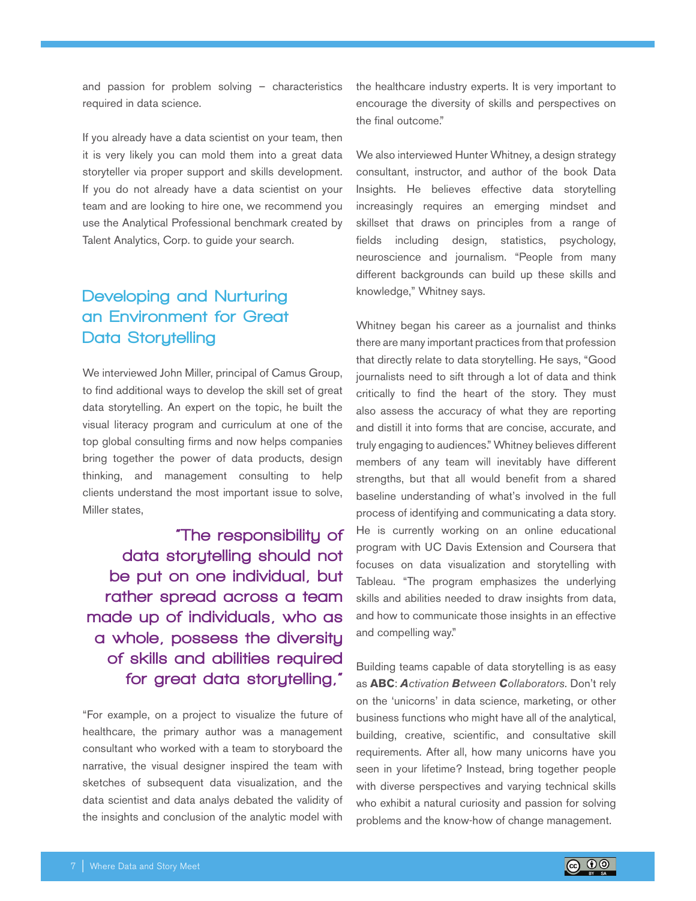and passion for problem solving – characteristics required in data science.

If you already have a data scientist on your team, then it is very likely you can mold them into a great data storyteller via proper support and skills development. If you do not already have a data scientist on your team and are looking to hire one, we recommend you use the Analytical Professional benchmark created by Talent Analytics, Corp. to guide your search.

## Developing and Nurturing an Environment for Great Data Storytelling

We interviewed John Miller, principal of Camus Group, to find additional ways to develop the skill set of great data storytelling. An expert on the topic, he built the visual literacy program and curriculum at one of the top global consulting firms and now helps companies bring together the power of data products, design thinking, and management consulting to help clients understand the most important issue to solve, Miller states,

> "The responsibility of data storytelling should not be put on one individual, but rather spread across a team made up of individuals, who as a whole, possess the diversity of skills and abilities required for great data storytelling."

"For example, on a project to visualize the future of healthcare, the primary author was a management consultant who worked with a team to storyboard the narrative, the visual designer inspired the team with sketches of subsequent data visualization, and the data scientist and data analys debated the validity of the insights and conclusion of the analytic model with the healthcare industry experts. It is very important to encourage the diversity of skills and perspectives on the final outcome."

We also interviewed Hunter Whitney, a design strategy consultant, instructor, and author of the book Data Insights. He believes effective data storytelling increasingly requires an emerging mindset and skillset that draws on principles from a range of fields including design, statistics, psychology, neuroscience and journalism. "People from many different backgrounds can build up these skills and knowledge," Whitney says.

Whitney began his career as a journalist and thinks there are many important practices from that profession that directly relate to data storytelling. He says, "Good journalists need to sift through a lot of data and think critically to find the heart of the story. They must also assess the accuracy of what they are reporting and distill it into forms that are concise, accurate, and truly engaging to audiences." Whitney believes different members of any team will inevitably have different strengths, but that all would benefit from a shared baseline understanding of what's involved in the full process of identifying and communicating a data story. He is currently working on an online educational program with UC Davis Extension and Coursera that focuses on data visualization and storytelling with Tableau. "The program emphasizes the underlying skills and abilities needed to draw insights from data, and how to communicate those insights in an effective and compelling way."

Building teams capable of data storytelling is as easy as **ABC**: ***A****ctivation* ***B****etween* ***C****ollaborators*. Don't rely on the 'unicorns' in data science, marketing, or other business functions who might have all of the analytical, building, creative, scientific, and consultative skill requirements. After all, how many unicorns have you seen in your lifetime? Instead, bring together people with diverse perspectives and varying technical skills who exhibit a natural curiosity and passion for solving problems and the know-how of change management.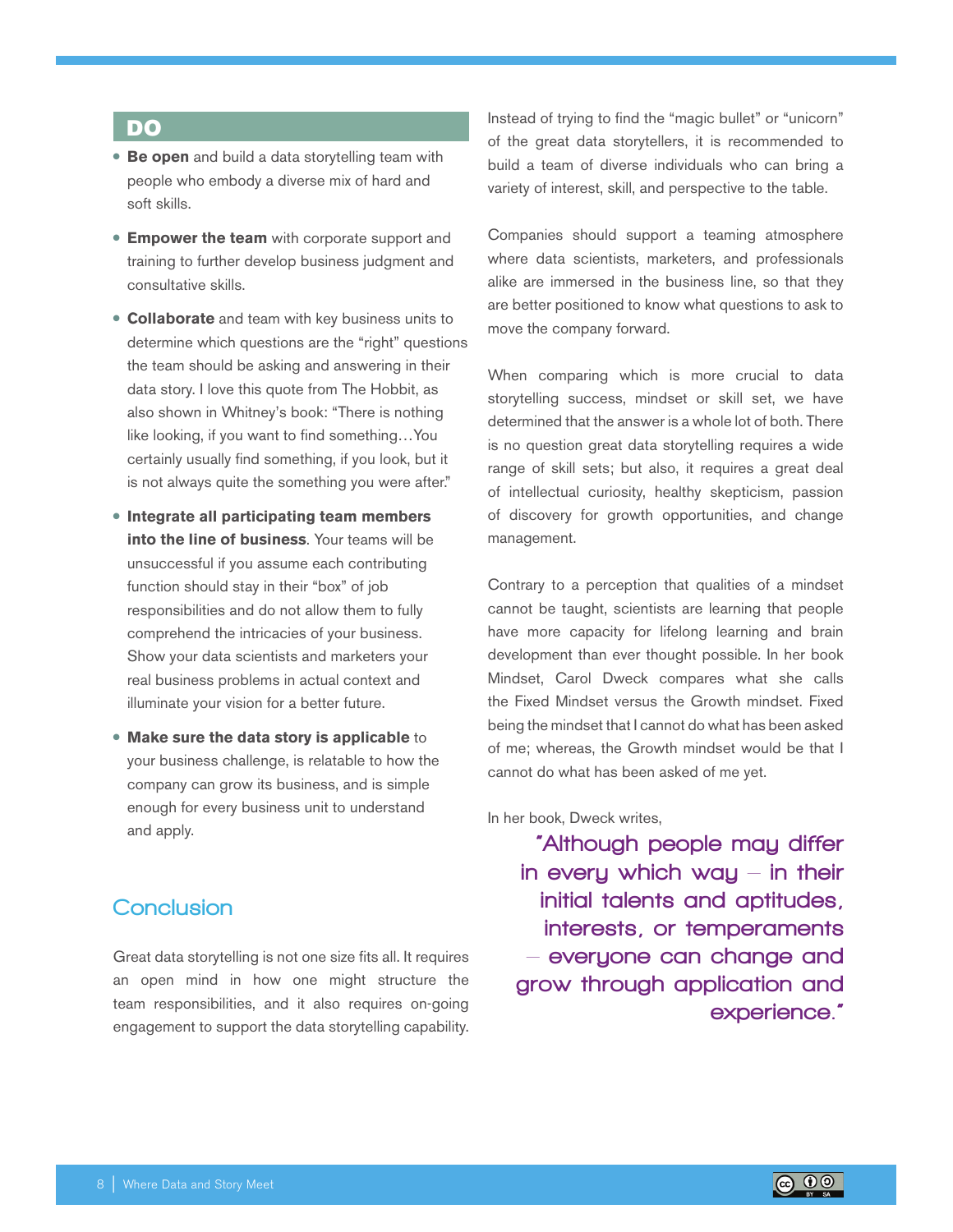## DO

- **Be open** and build a data storytelling team with people who embody a diverse mix of hard and soft skills.
- **Empower the team** with corporate support and training to further develop business judgment and consultative skills.
- **Collaborate** and team with key business units to determine which questions are the "right" questions the team should be asking and answering in their data story. I love this quote from The Hobbit, as also shown in Whitney's book: "There is nothing like looking, if you want to find something…You certainly usually find something, if you look, but it is not always quite the something you were after."
- **Integrate all participating team members into the line of business**. Your teams will be unsuccessful if you assume each contributing function should stay in their "box" of job responsibilities and do not allow them to fully comprehend the intricacies of your business. Show your data scientists and marketers your real business problems in actual context and illuminate your vision for a better future.
- **Make sure the data story is applicable** to your business challenge, is relatable to how the company can grow its business, and is simple enough for every business unit to understand and apply.

## Conclusion

Great data storytelling is not one size fits all. It requires an open mind in how one might structure the team responsibilities, and it also requires on-going engagement to support the data storytelling capability.

Instead of trying to find the "magic bullet" or "unicorn" of the great data storytellers, it is recommended to build a team of diverse individuals who can bring a variety of interest, skill, and perspective to the table.

Companies should support a teaming atmosphere where data scientists, marketers, and professionals alike are immersed in the business line, so that they are better positioned to know what questions to ask to move the company forward.

When comparing which is more crucial to data storytelling success, mindset or skill set, we have determined that the answer is a whole lot of both. There is no question great data storytelling requires a wide range of skill sets; but also, it requires a great deal of intellectual curiosity, healthy skepticism, passion of discovery for growth opportunities, and change management.

Contrary to a perception that qualities of a mindset cannot be taught, scientists are learning that people have more capacity for lifelong learning and brain development than ever thought possible. In her book Mindset, Carol Dweck compares what she calls the Fixed Mindset versus the Growth mindset. Fixed being the mindset that I cannot do what has been asked of me; whereas, the Growth mindset would be that I cannot do what has been asked of me yet.

In her book, Dweck writes,

> "Although people may differ in every which way – in their initial talents and aptitudes, interests, or temperaments – everyone can change and grow through application and experience."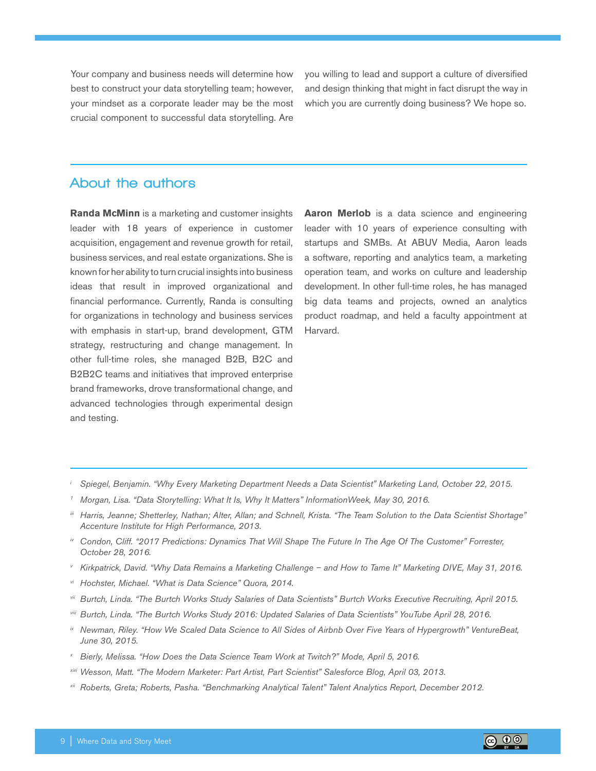Your company and business needs will determine how best to construct your data storytelling team; however, your mindset as a corporate leader may be the most crucial component to successful data storytelling. Are you willing to lead and support a culture of diversified and design thinking that might in fact disrupt the way in which you are currently doing business? We hope so.

## About the authors

**Randa McMinn** is a marketing and customer insights leader with 18 years of experience in customer acquisition, engagement and revenue growth for retail, business services, and real estate organizations. She is known for her ability to turn crucial insights into business ideas that result in improved organizational and financial performance. Currently, Randa is consulting for organizations in technology and business services with emphasis in start-up, brand development, GTM strategy, restructuring and change management. In other full-time roles, she managed B2B, B2C and B2B2C teams and initiatives that improved enterprise brand frameworks, drove transformational change, and advanced technologies through experimental design and testing.

**Aaron Merlob** is a data science and engineering leader with 10 years of experience consulting with startups and SMBs. At ABUV Media, Aaron leads a software, reporting and analytics team, a marketing operation team, and works on culture and leadership development. In other full-time roles, he has managed big data teams and projects, owned an analytics product roadmap, and held a faculty appointment at Harvard.

---

[i] *Spiegel, Benjamin. "Why Every Marketing Department Needs a Data Scientist" Marketing Land, October 22, 2015.*

[1] *Morgan, Lisa. "Data Storytelling: What It Is, Why It Matters" InformationWeek, May 30, 2016.*

[iii] *Harris, Jeanne; Shetterley, Nathan; Alter, Allan; and Schnell, Krista. "The Team Solution to the Data Scientist Shortage" Accenture Institute for High Performance, 2013.*

[iv] *Condon, Cliff. "2017 Predictions: Dynamics That Will Shape The Future In The Age Of The Customer" Forrester, October 28, 2016.*

[v] *Kirkpatrick, David. "Why Data Remains a Marketing Challenge – and How to Tame It" Marketing DIVE, May 31, 2016.*

[vi] *Hochster, Michael. "What is Data Science" Quora, 2014.*

[vii] *Burtch, Linda. "The Burtch Works Study Salaries of Data Scientists" Burtch Works Executive Recruiting, April 2015.*

[viii] *Burtch, Linda. "The Burtch Works Study 2016: Updated Salaries of Data Scientists" YouTube April 28, 2016.*

[ix] *Newman, Riley. "How We Scaled Data Science to All Sides of Airbnb Over Five Years of Hypergrowth" VentureBeat, June 30, 2015.*

[x] *Bierly, Melissa. "How Does the Data Science Team Work at Twitch?" Mode, April 5, 2016.*

[xixi] *Wesson, Matt. "The Modern Marketer: Part Artist, Part Scientist" Salesforce Blog, April 03, 2013.*

[xii] *Roberts, Greta; Roberts, Pasha. "Benchmarking Analytical Talent" Talent Analytics Report, December 2012.*